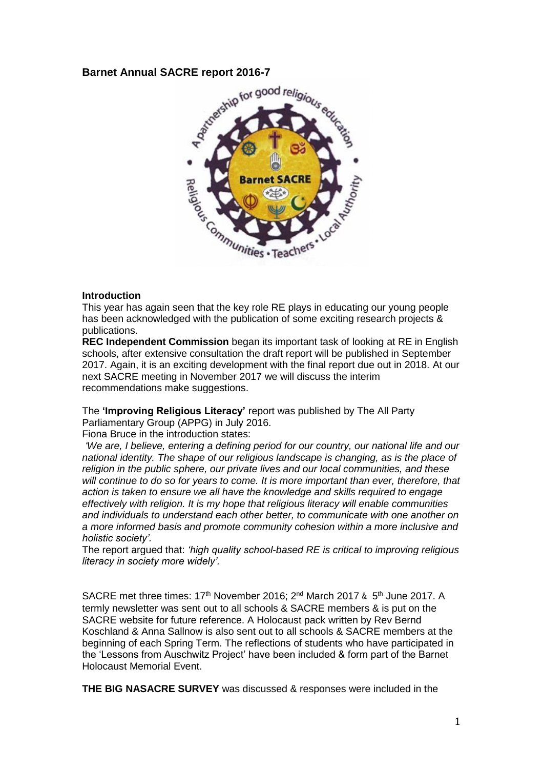# Barnet Annual SACRE report 2016-7

### Introduction

This year has again seen that the key role RE plays in educating our young people has been acknowledged with the publication of some exciting research projects & publications.

**REC Independent Commission** began its important task of looking at RE in English schools, after extensive consultation the draft report will be published in September 2017. Again, it is an exciting development with the final report due out in 2018. At our next SACRE meeting in November 2017 we will discuss the interim recommendations make suggestions.

The **'Improving Religious Literacy'** report was published by The All Party Parliamentary Group (APPG) in July 2016.

Fiona Bruce in the introduction states:

*'We are, I believe, entering a defining period for our country, our national life and our national identity. The shape of our religious landscape is changing, as is the place of religion in the public sphere, our private lives and our local communities, and these will continue to do so for years to come. It is more important than ever, therefore, that action is taken to ensure we all have the knowledge and skills required to engage effectively with religion. It is my hope that religious literacy will enable communities and individuals to understand each other better, to communicate with one another on a more informed basis and promote community cohesion within a more inclusive and holistic society'.*

The report argued that: *'high quality school-based RE is critical to improving religious literacy in society more widely'.*

SACRE met three times: 17th November 2016; 2nd March 2017 & 5th June 2017. A termly newsletter was sent out to all schools & SACRE members & is put on the SACRE website for future reference. A Holocaust pack written by Rev Bernd Koschland & Anna Sallnow is also sent out to all schools & SACRE members at the beginning of each Spring Term. The reflections of students who have participated in the 'Lessons from Auschwitz Project' have been included & form part of the Barnet Holocaust Memorial Event.

**THE BIG NASACRE SURVEY** was discussed & responses were included in the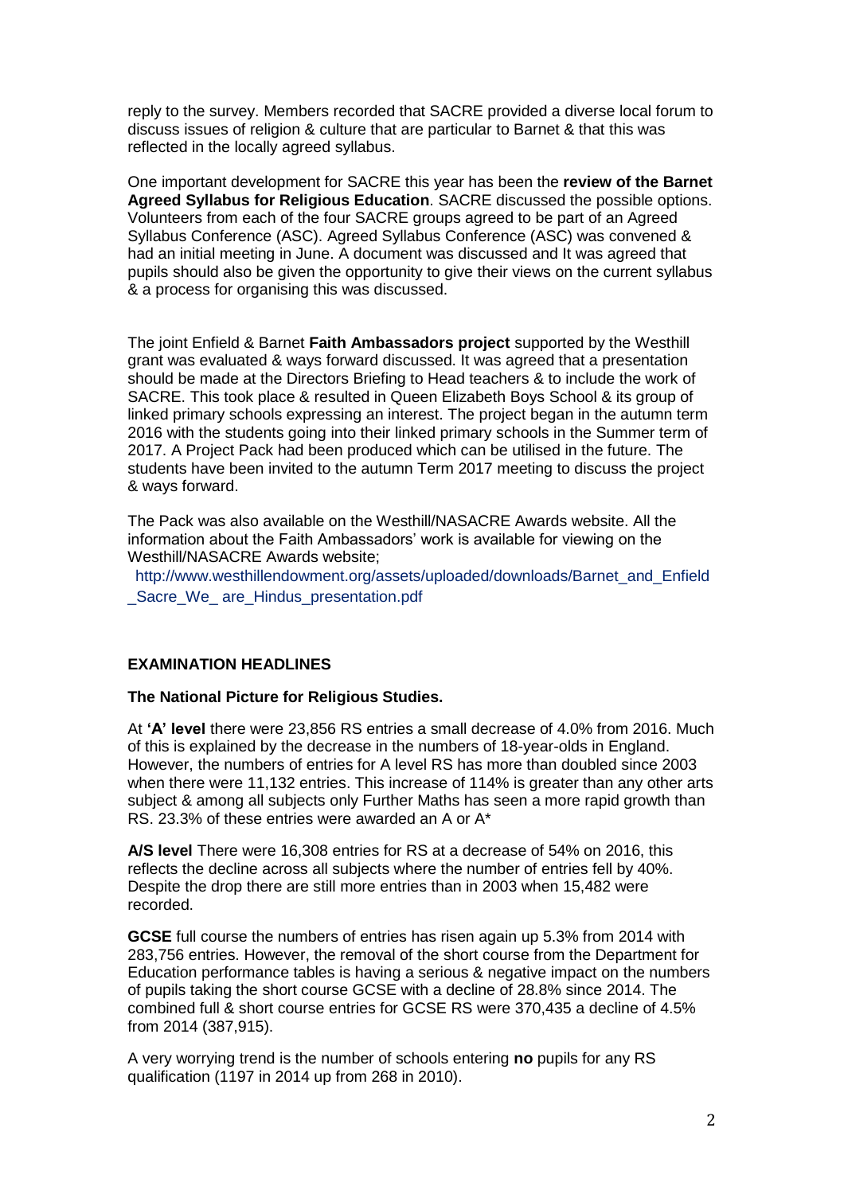reply to the survey. Members recorded that SACRE provided a diverse local forum to discuss issues of religion & culture that are particular to Barnet & that this was reflected in the locally agreed syllabus.

One important development for SACRE this year has been the **review of the Barnet Agreed Syllabus for Religious Education**. SACRE discussed the possible options. Volunteers from each of the four SACRE groups agreed to be part of an Agreed Syllabus Conference (ASC). Agreed Syllabus Conference (ASC) was convened & had an initial meeting in June. A document was discussed and It was agreed that pupils should also be given the opportunity to give their views on the current syllabus & a process for organising this was discussed.

The joint Enfield & Barnet **Faith Ambassadors project** supported by the Westhill grant was evaluated & ways forward discussed. It was agreed that a presentation should be made at the Directors Briefing to Head teachers & to include the work of SACRE. This took place & resulted in Queen Elizabeth Boys School & its group of linked primary schools expressing an interest. The project began in the autumn term 2016 with the students going into their linked primary schools in the Summer term of 2017. A Project Pack had been produced which can be utilised in the future. The students have been invited to the autumn Term 2017 meeting to discuss the project & ways forward.

The Pack was also available on the Westhill/NASACRE Awards website. All the information about the Faith Ambassadors' work is available for viewing on the Westhill/NASACRE Awards website;
http://www.westhillendowment.org/assets/uploaded/downloads/Barnet_and_Enfield_Sacre_We_ are_Hindus_presentation.pdf

**EXAMINATION HEADLINES**

**The National Picture for Religious Studies.**

At **'A' level** there were 23,856 RS entries a small decrease of 4.0% from 2016. Much of this is explained by the decrease in the numbers of 18-year-olds in England. However, the numbers of entries for A level RS has more than doubled since 2003 when there were 11,132 entries. This increase of 114% is greater than any other arts subject & among all subjects only Further Maths has seen a more rapid growth than RS. 23.3% of these entries were awarded an A or A*

**A/S level** There were 16,308 entries for RS at a decrease of 54% on 2016, this reflects the decline across all subjects where the number of entries fell by 40%. Despite the drop there are still more entries than in 2003 when 15,482 were recorded.

**GCSE** full course the numbers of entries has risen again up 5.3% from 2014 with 283,756 entries. However, the removal of the short course from the Department for Education performance tables is having a serious & negative impact on the numbers of pupils taking the short course GCSE with a decline of 28.8% since 2014. The combined full & short course entries for GCSE RS were 370,435 a decline of 4.5% from 2014 (387,915).

A very worrying trend is the number of schools entering **no** pupils for any RS qualification (1197 in 2014 up from 268 in 2010).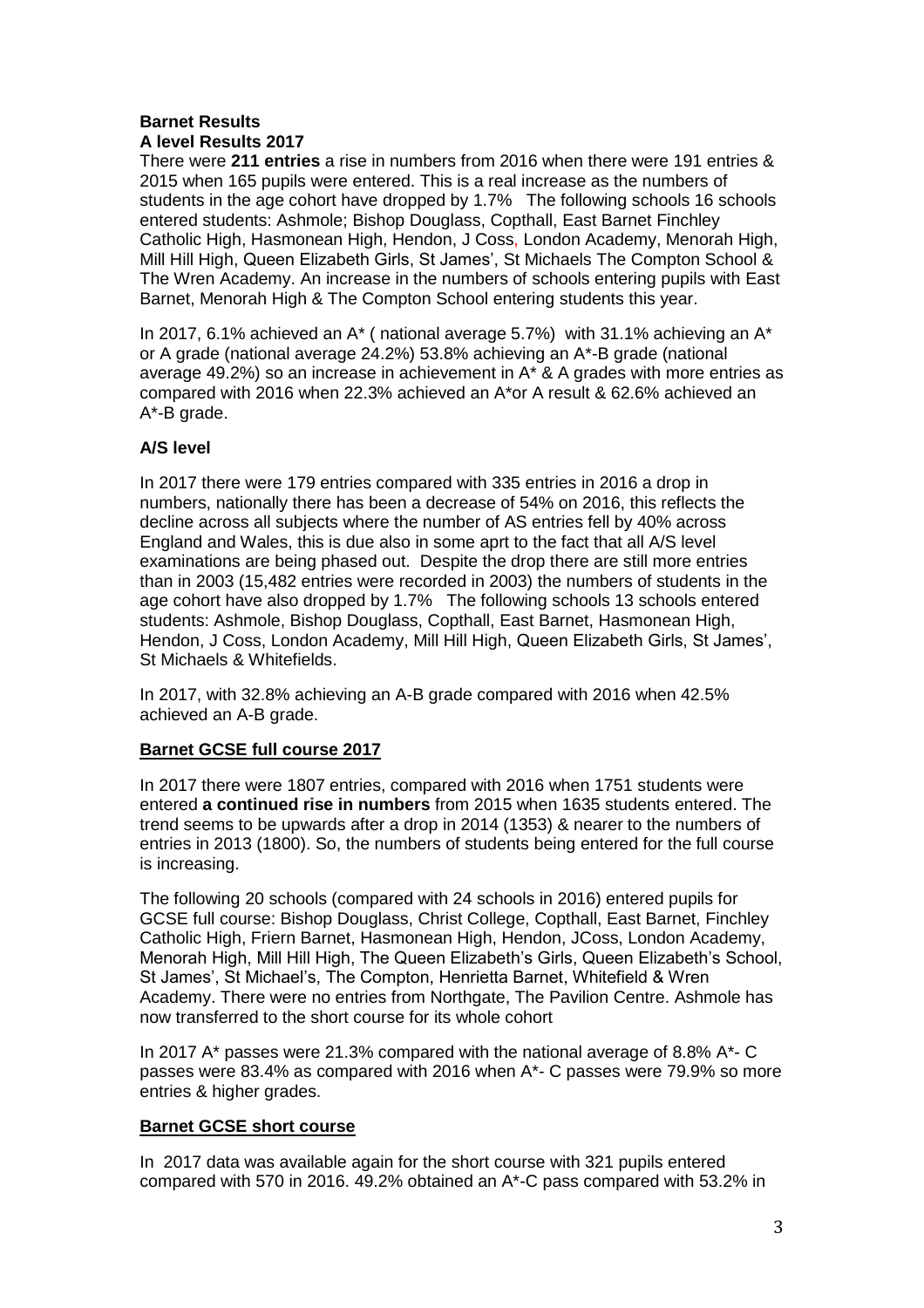**Barnet Results**
**A level Results 2017**

There were **211 entries** a rise in numbers from 2016 when there were 191 entries & 2015 when 165 pupils were entered. This is a real increase as the numbers of students in the age cohort have dropped by 1.7% The following schools 16 schools entered students: Ashmole; Bishop Douglass, Copthall, East Barnet Finchley Catholic High, Hasmonean High, Hendon, J Coss, London Academy, Menorah High, Mill Hill High, Queen Elizabeth Girls, St James', St Michaels The Compton School & The Wren Academy. An increase in the numbers of schools entering pupils with East Barnet, Menorah High & The Compton School entering students this year.

In 2017, 6.1% achieved an A* ( national average 5.7%) with 31.1% achieving an A* or A grade (national average 24.2%) 53.8% achieving an A*-B grade (national average 49.2%) so an increase in achievement in A* & A grades with more entries as compared with 2016 when 22.3% achieved an A*or A result & 62.6% achieved an A*-B grade.

**A/S level**

In 2017 there were 179 entries compared with 335 entries in 2016 a drop in numbers, nationally there has been a decrease of 54% on 2016, this reflects the decline across all subjects where the number of AS entries fell by 40% across England and Wales, this is due also in some aprt to the fact that all A/S level examinations are being phased out. Despite the drop there are still more entries than in 2003 (15,482 entries were recorded in 2003) the numbers of students in the age cohort have also dropped by 1.7% The following schools 13 schools entered students: Ashmole, Bishop Douglass, Copthall, East Barnet, Hasmonean High, Hendon, J Coss, London Academy, Mill Hill High, Queen Elizabeth Girls, St James', St Michaels & Whitefields.

In 2017, with 32.8% achieving an A-B grade compared with 2016 when 42.5% achieved an A-B grade.

**Barnet GCSE full course 2017**

In 2017 there were 1807 entries, compared with 2016 when 1751 students were entered **a continued rise in numbers** from 2015 when 1635 students entered. The trend seems to be upwards after a drop in 2014 (1353) & nearer to the numbers of entries in 2013 (1800). So, the numbers of students being entered for the full course is increasing.

The following 20 schools (compared with 24 schools in 2016) entered pupils for GCSE full course: Bishop Douglass, Christ College, Copthall, East Barnet, Finchley Catholic High, Friern Barnet, Hasmonean High, Hendon, JCoss, London Academy, Menorah High, Mill Hill High, The Queen Elizabeth's Girls, Queen Elizabeth's School, St James', St Michael's, The Compton, Henrietta Barnet, Whitefield & Wren Academy. There were no entries from Northgate, The Pavilion Centre. Ashmole has now transferred to the short course for its whole cohort

In 2017 A* passes were 21.3% compared with the national average of 8.8% A*- C passes were 83.4% as compared with 2016 when A*- C passes were 79.9% so more entries & higher grades.

**Barnet GCSE short course**

In 2017 data was available again for the short course with 321 pupils entered compared with 570 in 2016. 49.2% obtained an A*-C pass compared with 53.2% in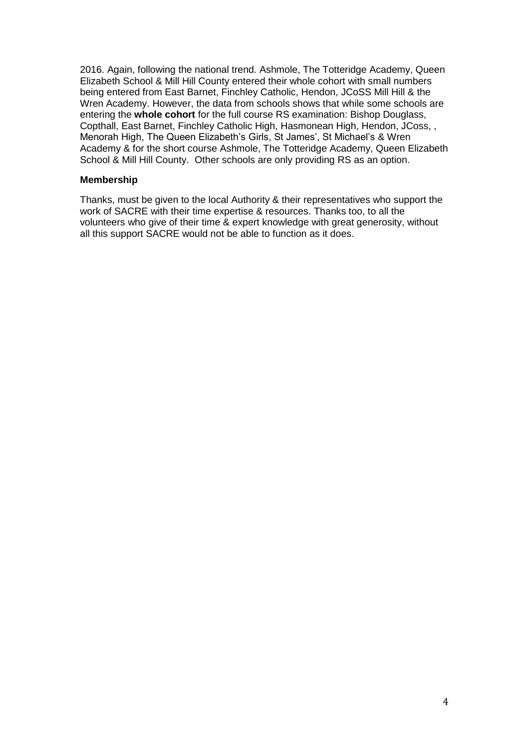2016. Again, following the national trend. Ashmole, The Totteridge Academy, Queen Elizabeth School & Mill Hill County entered their whole cohort with small numbers being entered from East Barnet, Finchley Catholic, Hendon, JCoSS Mill Hill & the Wren Academy. However, the data from schools shows that while some schools are entering the **whole cohort** for the full course RS examination: Bishop Douglass, Copthall, East Barnet, Finchley Catholic High, Hasmonean High, Hendon, JCoss, , Menorah High, The Queen Elizabeth's Girls, St James', St Michael's & Wren Academy & for the short course Ashmole, The Totteridge Academy, Queen Elizabeth School & Mill Hill County. Other schools are only providing RS as an option.

**Membership**

Thanks, must be given to the local Authority & their representatives who support the work of SACRE with their time expertise & resources. Thanks too, to all the volunteers who give of their time & expert knowledge with great generosity, without all this support SACRE would not be able to function as it does.